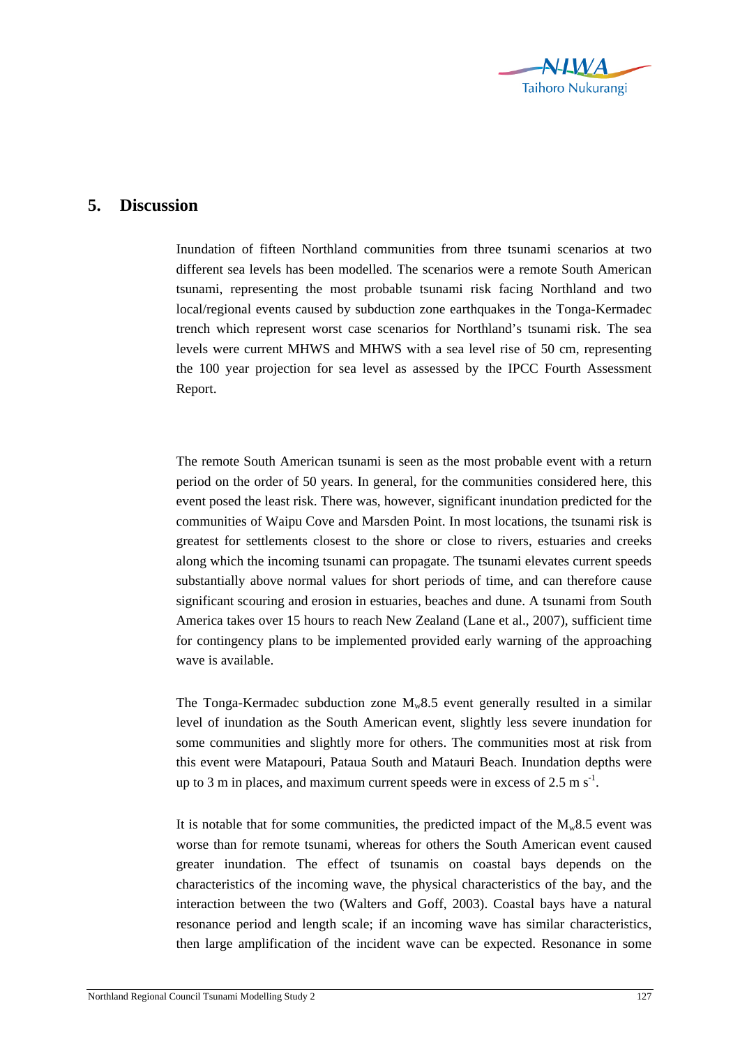# 5. Discussion

Inundation of fifteen Northland communities from three tsunami scenarios at two different sea levels has been modelled. The scenarios were a remote South American tsunami, representing the most probable tsunami risk facing Northland and two local/regional events caused by subduction zone earthquakes in the Tonga-Kermadec trench which represent worst case scenarios for Northland's tsunami risk. The sea levels were current MHWS and MHWS with a sea level rise of 50 cm, representing the 100 year projection for sea level as assessed by the IPCC Fourth Assessment Report.

The remote South American tsunami is seen as the most probable event with a return period on the order of 50 years. In general, for the communities considered here, this event posed the least risk. There was, however, significant inundation predicted for the communities of Waipu Cove and Marsden Point. In most locations, the tsunami risk is greatest for settlements closest to the shore or close to rivers, estuaries and creeks along which the incoming tsunami can propagate. The tsunami elevates current speeds substantially above normal values for short periods of time, and can therefore cause significant scouring and erosion in estuaries, beaches and dune. A tsunami from South America takes over 15 hours to reach New Zealand (Lane et al., 2007), sufficient time for contingency plans to be implemented provided early warning of the approaching wave is available.

The Tonga-Kermadec subduction zone $M_w$8.5 event generally resulted in a similar level of inundation as the South American event, slightly less severe inundation for some communities and slightly more for others. The communities most at risk from this event were Matapouri, Pataua South and Matauri Beach. Inundation depths were up to 3 m in places, and maximum current speeds were in excess of 2.5 m $s^{-1}$.

It is notable that for some communities, the predicted impact of the $M_w$8.5 event was worse than for remote tsunami, whereas for others the South American event caused greater inundation. The effect of tsunamis on coastal bays depends on the characteristics of the incoming wave, the physical characteristics of the bay, and the interaction between the two (Walters and Goff, 2003). Coastal bays have a natural resonance period and length scale; if an incoming wave has similar characteristics, then large amplification of the incident wave can be expected. Resonance in some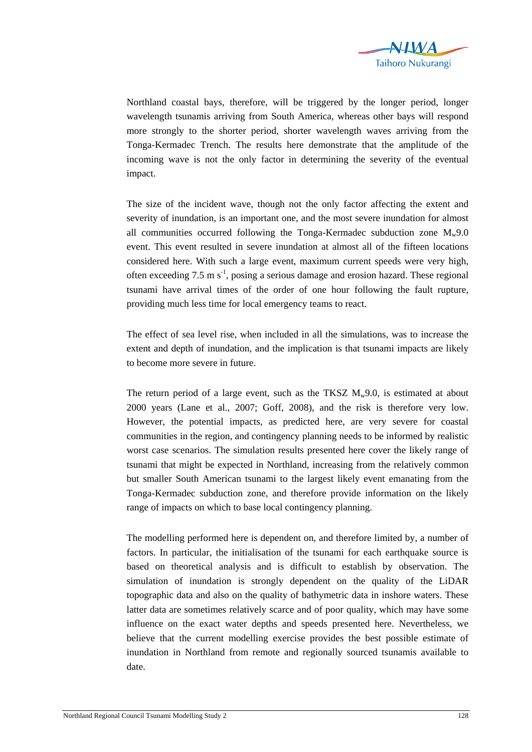Northland coastal bays, therefore, will be triggered by the longer period, longer wavelength tsunamis arriving from South America, whereas other bays will respond more strongly to the shorter period, shorter wavelength waves arriving from the Tonga-Kermadec Trench. The results here demonstrate that the amplitude of the incoming wave is not the only factor in determining the severity of the eventual impact.

The size of the incident wave, though not the only factor affecting the extent and severity of inundation, is an important one, and the most severe inundation for almost all communities occurred following the Tonga-Kermadec subduction zone $M_w$9.0 event. This event resulted in severe inundation at almost all of the fifteen locations considered here. With such a large event, maximum current speeds were very high, often exceeding 7.5 m $s^{-1}$, posing a serious damage and erosion hazard. These regional tsunami have arrival times of the order of one hour following the fault rupture, providing much less time for local emergency teams to react.

The effect of sea level rise, when included in all the simulations, was to increase the extent and depth of inundation, and the implication is that tsunami impacts are likely to become more severe in future.

The return period of a large event, such as the TKSZ $M_w$9.0, is estimated at about 2000 years (Lane et al., 2007; Goff, 2008), and the risk is therefore very low. However, the potential impacts, as predicted here, are very severe for coastal communities in the region, and contingency planning needs to be informed by realistic worst case scenarios. The simulation results presented here cover the likely range of tsunami that might be expected in Northland, increasing from the relatively common but smaller South American tsunami to the largest likely event emanating from the Tonga-Kermadec subduction zone, and therefore provide information on the likely range of impacts on which to base local contingency planning.

The modelling performed here is dependent on, and therefore limited by, a number of factors. In particular, the initialisation of the tsunami for each earthquake source is based on theoretical analysis and is difficult to establish by observation. The simulation of inundation is strongly dependent on the quality of the LiDAR topographic data and also on the quality of bathymetric data in inshore waters. These latter data are sometimes relatively scarce and of poor quality, which may have some influence on the exact water depths and speeds presented here. Nevertheless, we believe that the current modelling exercise provides the best possible estimate of inundation in Northland from remote and regionally sourced tsunamis available to date.